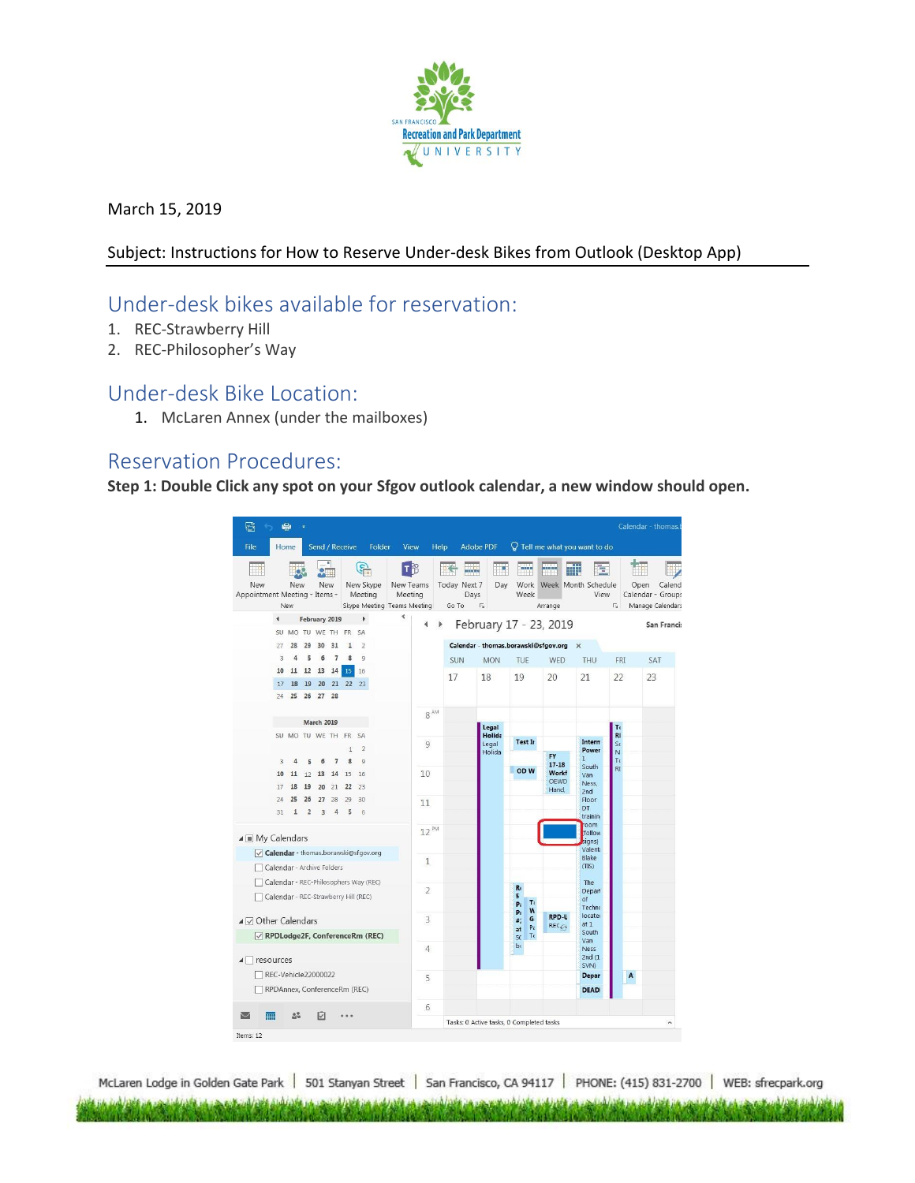March 15, 2019

Subject: Instructions for How to Reserve Under-desk Bikes from Outlook (Desktop App)

## Under-desk bikes available for reservation:

1. REC-Strawberry Hill
2. REC-Philosopher's Way

## Under-desk Bike Location:

1. McLaren Annex (under the mailboxes)

## Reservation Procedures:

**Step 1: Double Click any spot on your Sfgov outlook calendar, a new window should open.**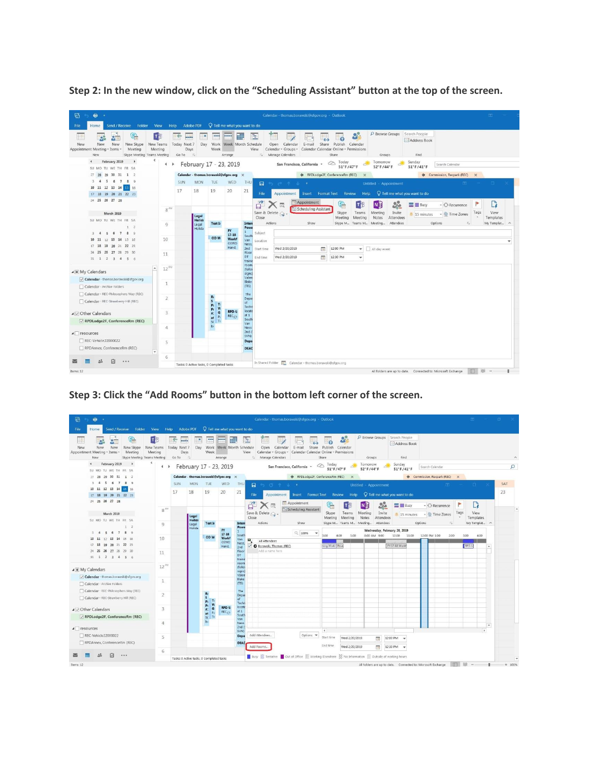**Step 2: In the new window, click on the “Scheduling Assistant” button at the top of the screen.**

**Step 3: Click the “Add Rooms” button in the bottom left corner of the screen.**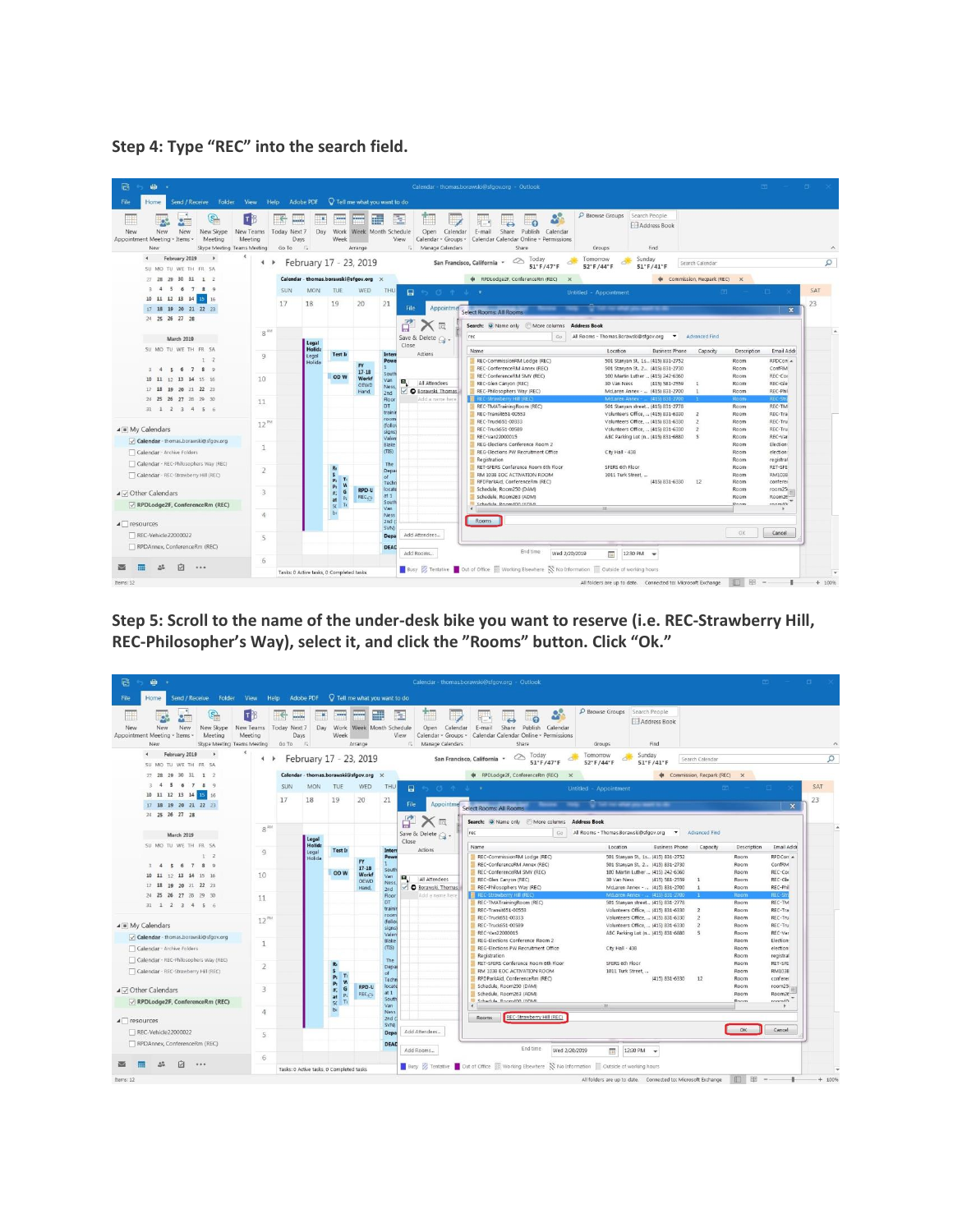**Step 4: Type "REC" into the search field.**

**Step 5: Scroll to the name of the under-desk bike you want to reserve (i.e. REC-Strawberry Hill, REC-Philosopher's Way), select it, and click the "Rooms" button. Click "Ok."**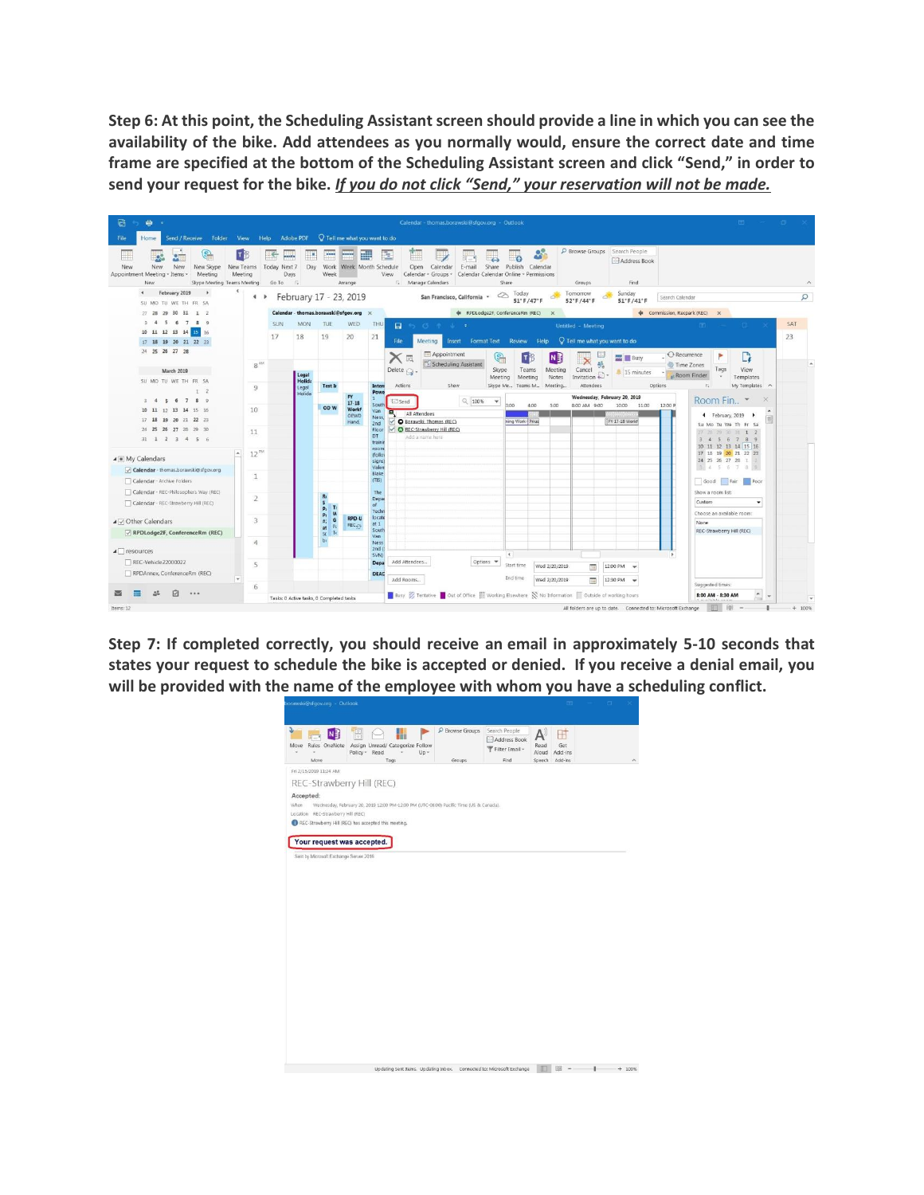**Step 6: At this point, the Scheduling Assistant screen should provide a line in which you can see the availability of the bike. Add attendees as you normally would, ensure the correct date and time frame are specified at the bottom of the Scheduling Assistant screen and click "Send," in order to send your request for the bike. *If you do not click "Send," your reservation will not be made.***

**Step 7: If completed correctly, you should receive an email in approximately 5-10 seconds that states your request to schedule the bike is accepted or denied. If you receive a denial email, you will be provided with the name of the employee with whom you have a scheduling conflict.**